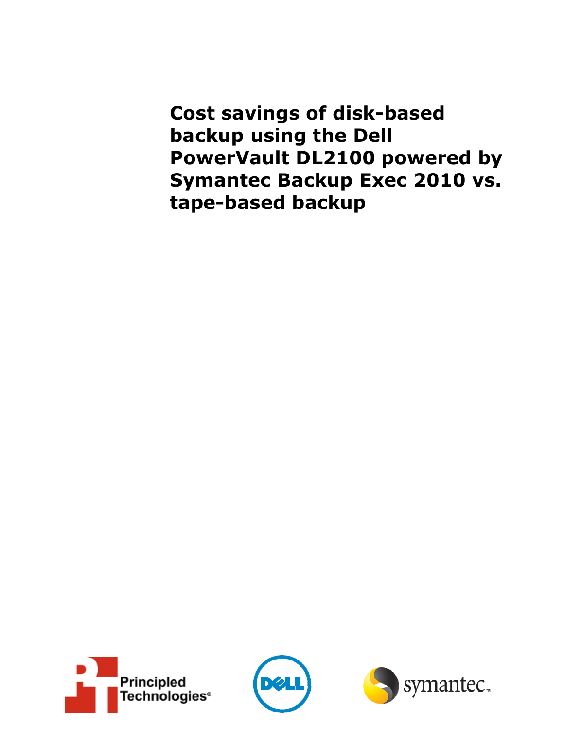# Cost savings of disk-based backup using the Dell PowerVault DL2100 powered by Symantec Backup Exec 2010 vs. tape-based backup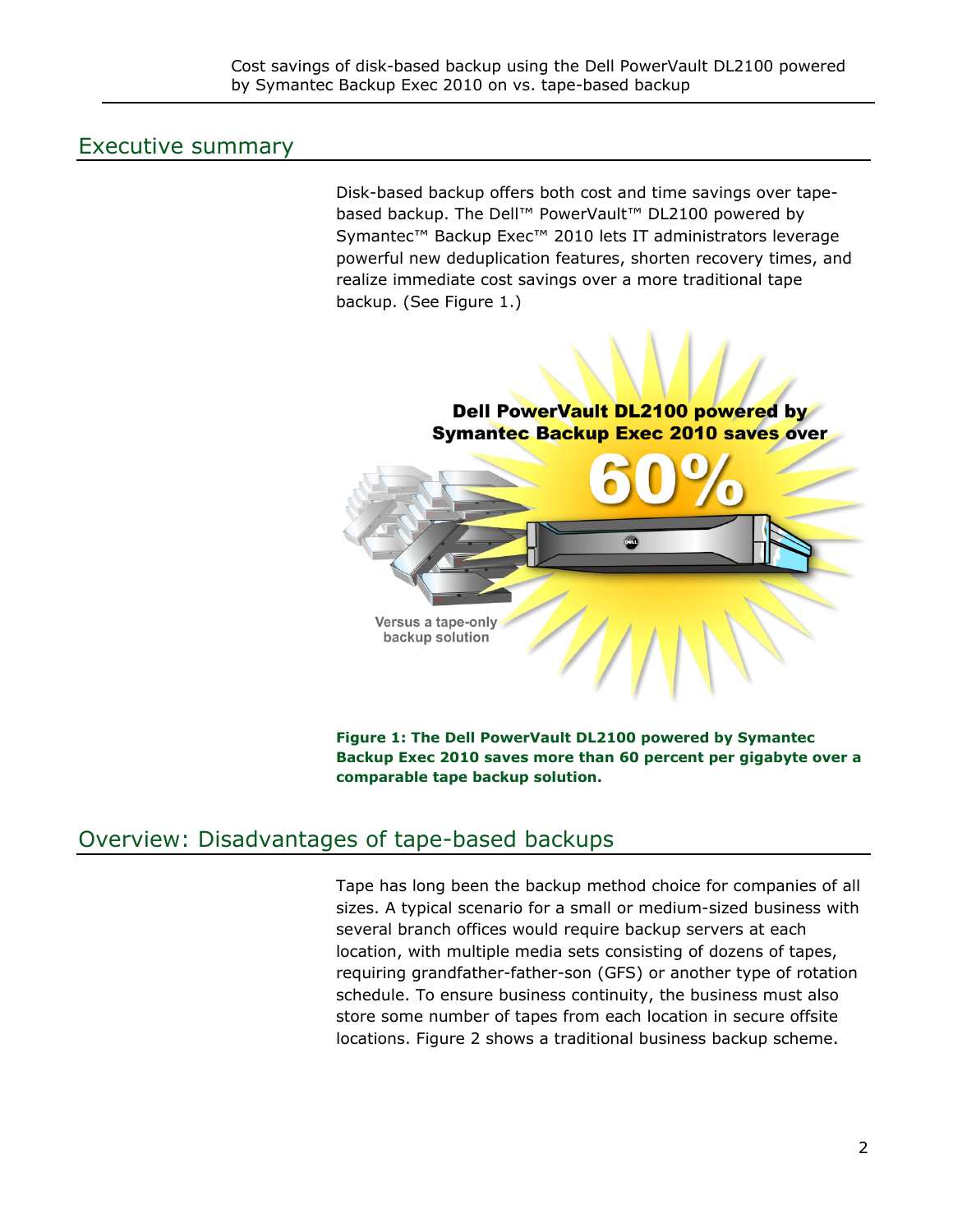## Executive summary

Disk-based backup offers both cost and time savings over tape-based backup. The Dell™ PowerVault™ DL2100 powered by Symantec™ Backup Exec™ 2010 lets IT administrators leverage powerful new deduplication features, shorten recovery times, and realize immediate cost savings over a more traditional tape backup. (See Figure 1.)

**Figure 1: The Dell PowerVault DL2100 powered by Symantec Backup Exec 2010 saves more than 60 percent per gigabyte over a comparable tape backup solution.**

## Overview: Disadvantages of tape-based backups

Tape has long been the backup method choice for companies of all sizes. A typical scenario for a small or medium-sized business with several branch offices would require backup servers at each location, with multiple media sets consisting of dozens of tapes, requiring grandfather-father-son (GFS) or another type of rotation schedule. To ensure business continuity, the business must also store some number of tapes from each location in secure offsite locations. Figure 2 shows a traditional business backup scheme.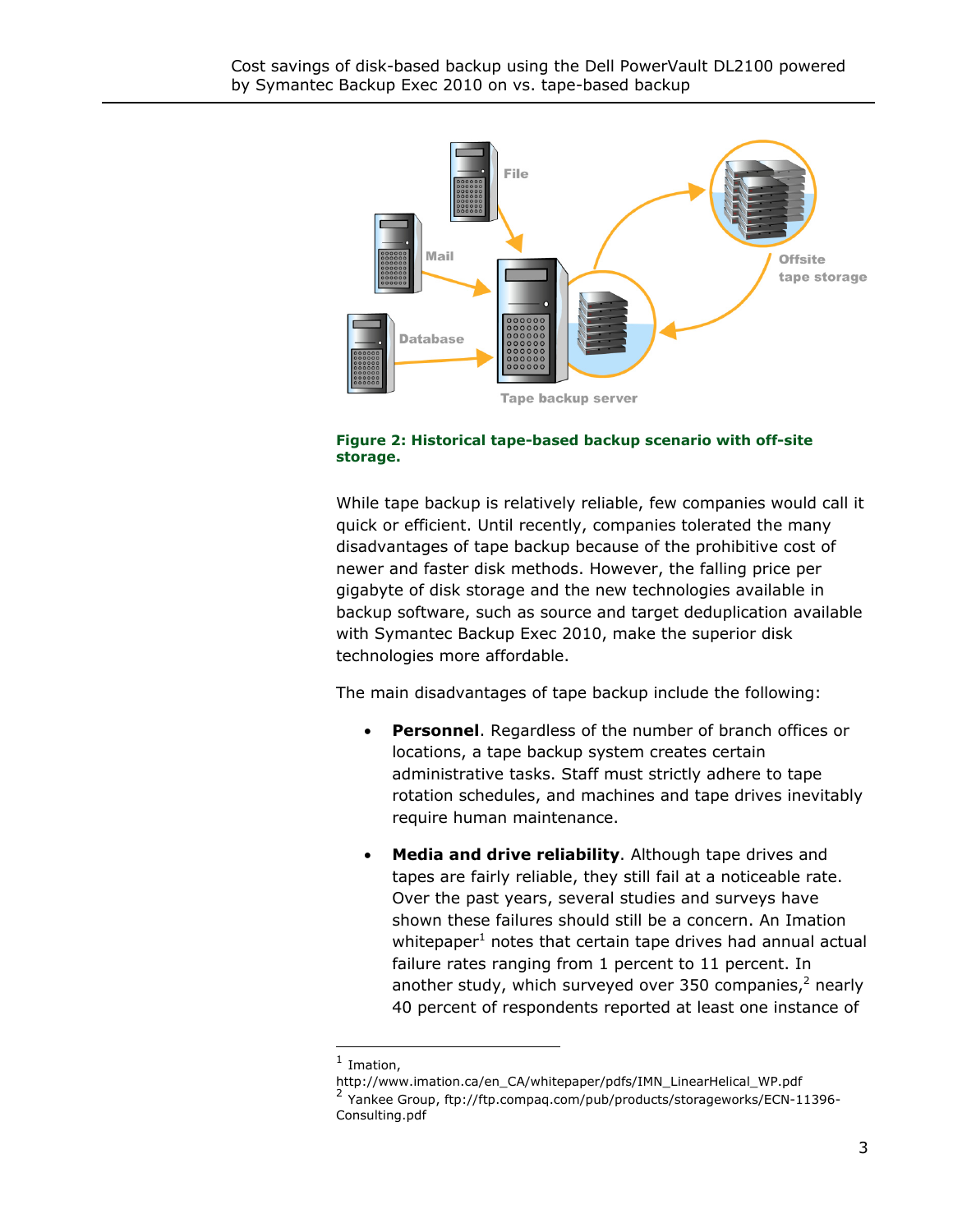**Figure 2: Historical tape-based backup scenario with off-site storage.**

While tape backup is relatively reliable, few companies would call it quick or efficient. Until recently, companies tolerated the many disadvantages of tape backup because of the prohibitive cost of newer and faster disk methods. However, the falling price per gigabyte of disk storage and the new technologies available in backup software, such as source and target deduplication available with Symantec Backup Exec 2010, make the superior disk technologies more affordable.

The main disadvantages of tape backup include the following:

- **Personnel**. Regardless of the number of branch offices or locations, a tape backup system creates certain administrative tasks. Staff must strictly adhere to tape rotation schedules, and machines and tape drives inevitably require human maintenance.
- **Media and drive reliability**. Although tape drives and tapes are fairly reliable, they still fail at a noticeable rate. Over the past years, several studies and surveys have shown these failures should still be a concern. An Imation whitepaper[1] notes that certain tape drives had annual actual failure rates ranging from 1 percent to 11 percent. In another study, which surveyed over 350 companies,[2] nearly 40 percent of respondents reported at least one instance of

---

[1] Imation, http://www.imation.ca/en_CA/whitepaper/pdfs/IMN_LinearHelical_WP.pdf

[2] Yankee Group, ftp://ftp.compaq.com/pub/products/storageworks/ECN-11396-Consulting.pdf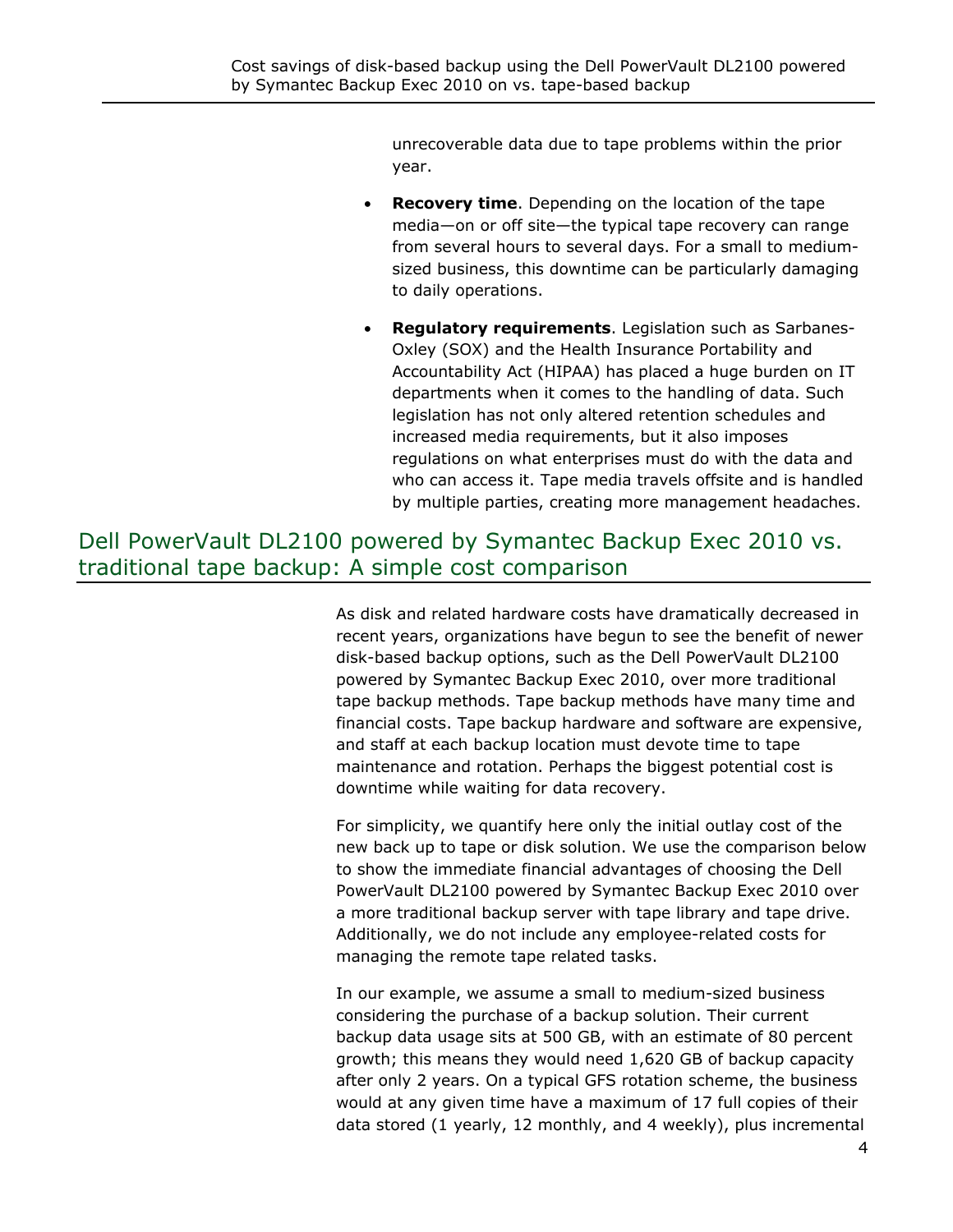unrecoverable data due to tape problems within the prior year.

- **Recovery time**. Depending on the location of the tape media—on or off site—the typical tape recovery can range from several hours to several days. For a small to medium-sized business, this downtime can be particularly damaging to daily operations.
- **Regulatory requirements**. Legislation such as Sarbanes-Oxley (SOX) and the Health Insurance Portability and Accountability Act (HIPAA) has placed a huge burden on IT departments when it comes to the handling of data. Such legislation has not only altered retention schedules and increased media requirements, but it also imposes regulations on what enterprises must do with the data and who can access it. Tape media travels offsite and is handled by multiple parties, creating more management headaches.

## Dell PowerVault DL2100 powered by Symantec Backup Exec 2010 vs. traditional tape backup: A simple cost comparison

As disk and related hardware costs have dramatically decreased in recent years, organizations have begun to see the benefit of newer disk-based backup options, such as the Dell PowerVault DL2100 powered by Symantec Backup Exec 2010, over more traditional tape backup methods. Tape backup methods have many time and financial costs. Tape backup hardware and software are expensive, and staff at each backup location must devote time to tape maintenance and rotation. Perhaps the biggest potential cost is downtime while waiting for data recovery.

For simplicity, we quantify here only the initial outlay cost of the new back up to tape or disk solution. We use the comparison below to show the immediate financial advantages of choosing the Dell PowerVault DL2100 powered by Symantec Backup Exec 2010 over a more traditional backup server with tape library and tape drive. Additionally, we do not include any employee-related costs for managing the remote tape related tasks.

In our example, we assume a small to medium-sized business considering the purchase of a backup solution. Their current backup data usage sits at 500 GB, with an estimate of 80 percent growth; this means they would need 1,620 GB of backup capacity after only 2 years. On a typical GFS rotation scheme, the business would at any given time have a maximum of 17 full copies of their data stored (1 yearly, 12 monthly, and 4 weekly), plus incremental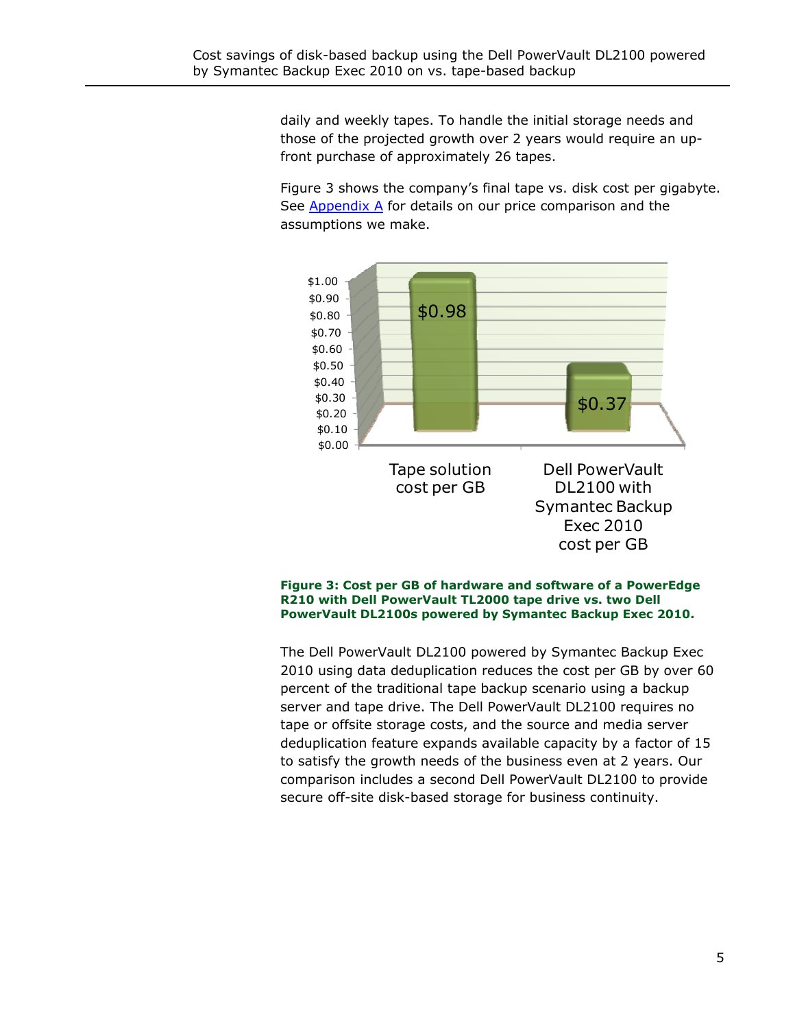daily and weekly tapes. To handle the initial storage needs and those of the projected growth over 2 years would require an up-front purchase of approximately 26 tapes.

Figure 3 shows the company's final tape vs. disk cost per gigabyte. See Appendix A for details on our price comparison and the assumptions we make.

| | Cost per GB |
|---|---|
| Tape solution cost per GB | $0.98 |
| Dell PowerVault DL2100 with Symantec Backup Exec 2010 cost per GB | $0.37 |

**Figure 3: Cost per GB of hardware and software of a PowerEdge R210 with Dell PowerVault TL2000 tape drive vs. two Dell PowerVault DL2100s powered by Symantec Backup Exec 2010.**

The Dell PowerVault DL2100 powered by Symantec Backup Exec 2010 using data deduplication reduces the cost per GB by over 60 percent of the traditional tape backup scenario using a backup server and tape drive. The Dell PowerVault DL2100 requires no tape or offsite storage costs, and the source and media server deduplication feature expands available capacity by a factor of 15 to satisfy the growth needs of the business even at 2 years. Our comparison includes a second Dell PowerVault DL2100 to provide secure off-site disk-based storage for business continuity.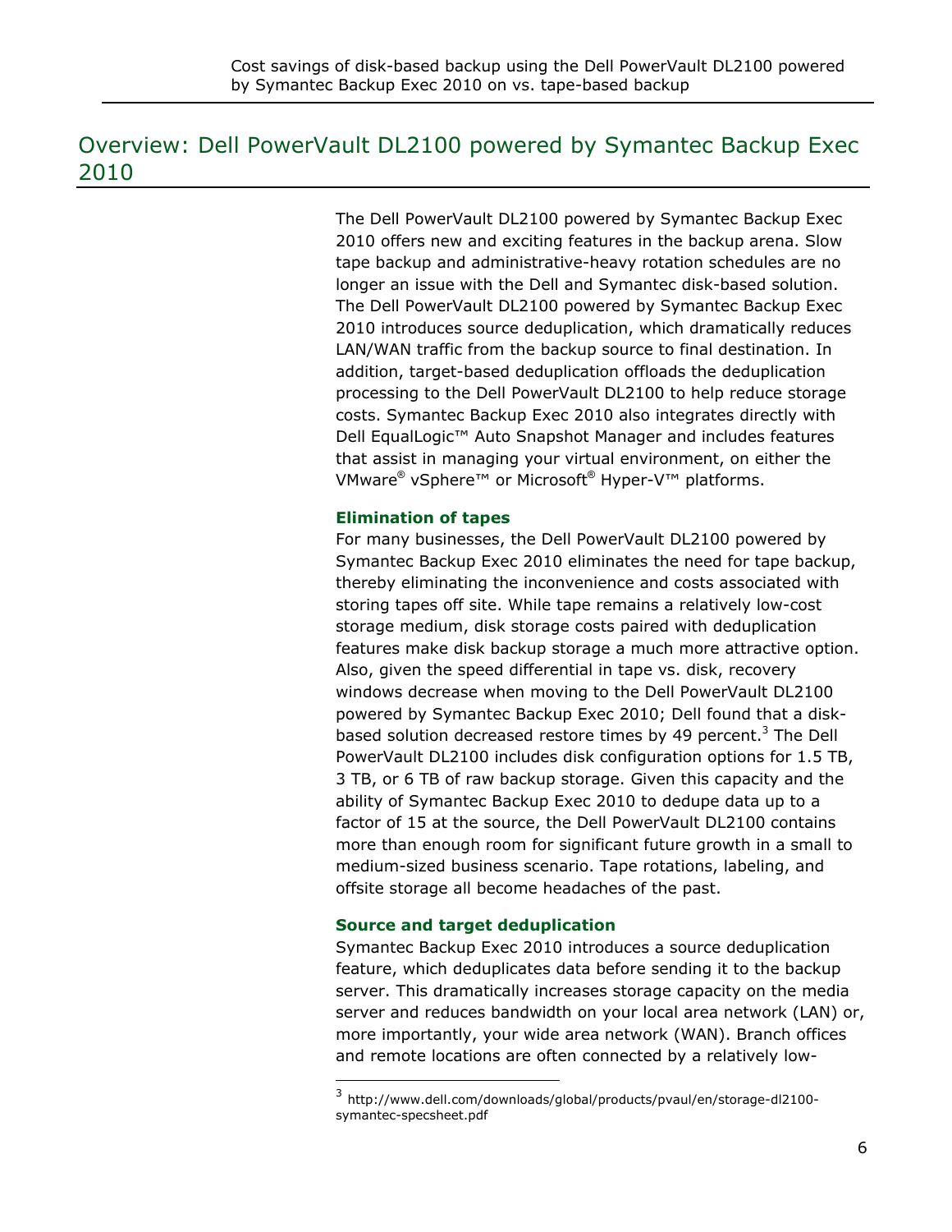## Overview: Dell PowerVault DL2100 powered by Symantec Backup Exec 2010

The Dell PowerVault DL2100 powered by Symantec Backup Exec 2010 offers new and exciting features in the backup arena. Slow tape backup and administrative-heavy rotation schedules are no longer an issue with the Dell and Symantec disk-based solution. The Dell PowerVault DL2100 powered by Symantec Backup Exec 2010 introduces source deduplication, which dramatically reduces LAN/WAN traffic from the backup source to final destination. In addition, target-based deduplication offloads the deduplication processing to the Dell PowerVault DL2100 to help reduce storage costs. Symantec Backup Exec 2010 also integrates directly with Dell EqualLogic™ Auto Snapshot Manager and includes features that assist in managing your virtual environment, on either the VMware® vSphere™ or Microsoft® Hyper-V™ platforms.

### Elimination of tapes

For many businesses, the Dell PowerVault DL2100 powered by Symantec Backup Exec 2010 eliminates the need for tape backup, thereby eliminating the inconvenience and costs associated with storing tapes off site. While tape remains a relatively low-cost storage medium, disk storage costs paired with deduplication features make disk backup storage a much more attractive option. Also, given the speed differential in tape vs. disk, recovery windows decrease when moving to the Dell PowerVault DL2100 powered by Symantec Backup Exec 2010; Dell found that a disk-based solution decreased restore times by 49 percent.[3] The Dell PowerVault DL2100 includes disk configuration options for 1.5 TB, 3 TB, or 6 TB of raw backup storage. Given this capacity and the ability of Symantec Backup Exec 2010 to dedupe data up to a factor of 15 at the source, the Dell PowerVault DL2100 contains more than enough room for significant future growth in a small to medium-sized business scenario. Tape rotations, labeling, and offsite storage all become headaches of the past.

### Source and target deduplication

Symantec Backup Exec 2010 introduces a source deduplication feature, which deduplicates data before sending it to the backup server. This dramatically increases storage capacity on the media server and reduces bandwidth on your local area network (LAN) or, more importantly, your wide area network (WAN). Branch offices and remote locations are often connected by a relatively low-

[3] http://www.dell.com/downloads/global/products/pvaul/en/storage-dl2100-symantec-specsheet.pdf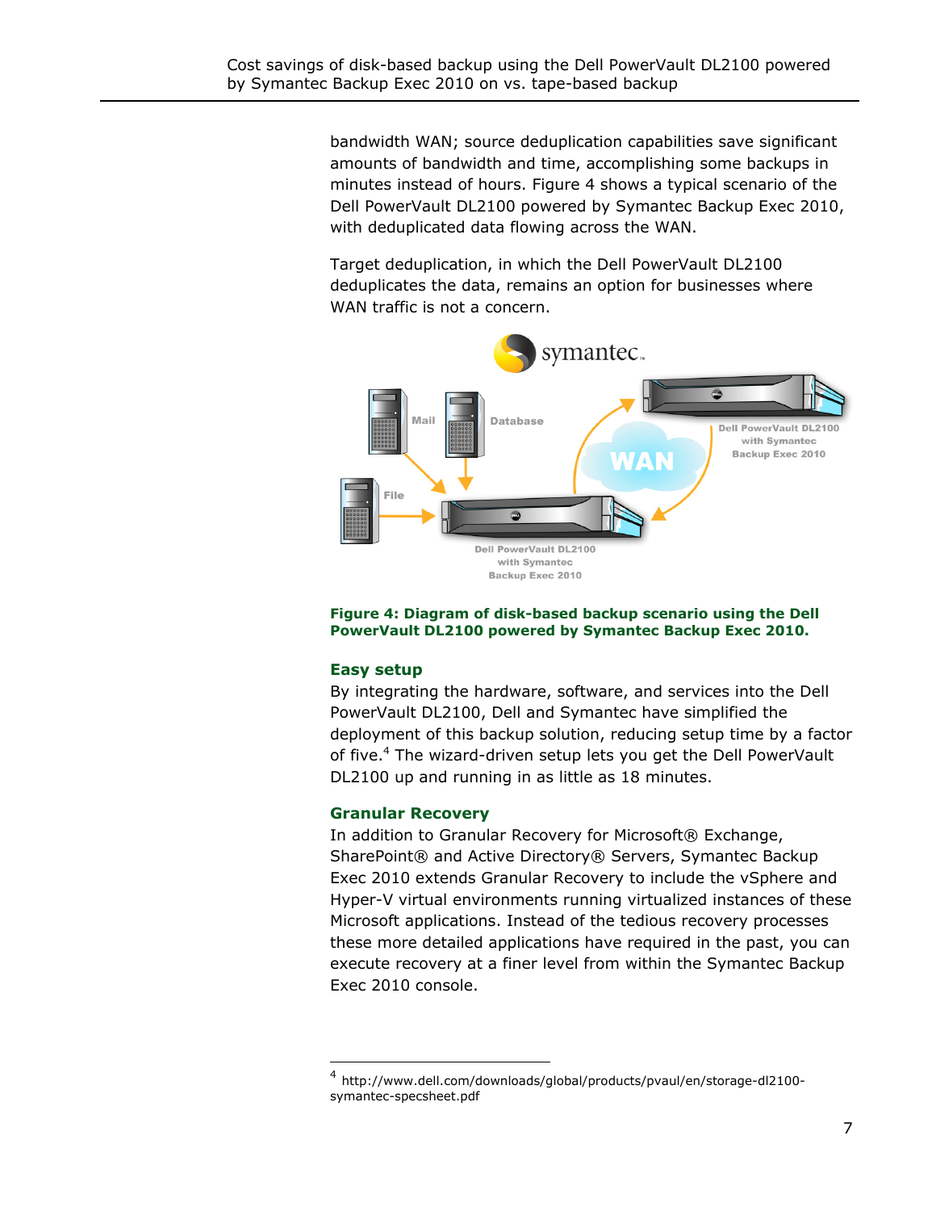bandwidth WAN; source deduplication capabilities save significant amounts of bandwidth and time, accomplishing some backups in minutes instead of hours. Figure 4 shows a typical scenario of the Dell PowerVault DL2100 powered by Symantec Backup Exec 2010, with deduplicated data flowing across the WAN.

Target deduplication, in which the Dell PowerVault DL2100 deduplicates the data, remains an option for businesses where WAN traffic is not a concern.

**Figure 4: Diagram of disk-based backup scenario using the Dell PowerVault DL2100 powered by Symantec Backup Exec 2010.**

### Easy setup

By integrating the hardware, software, and services into the Dell PowerVault DL2100, Dell and Symantec have simplified the deployment of this backup solution, reducing setup time by a factor of five.[4] The wizard-driven setup lets you get the Dell PowerVault DL2100 up and running in as little as 18 minutes.

### Granular Recovery

In addition to Granular Recovery for Microsoft® Exchange, SharePoint® and Active Directory® Servers, Symantec Backup Exec 2010 extends Granular Recovery to include the vSphere and Hyper-V virtual environments running virtualized instances of these Microsoft applications. Instead of the tedious recovery processes these more detailed applications have required in the past, you can execute recovery at a finer level from within the Symantec Backup Exec 2010 console.

---

[4] http://www.dell.com/downloads/global/products/pvaul/en/storage-dl2100-symantec-specsheet.pdf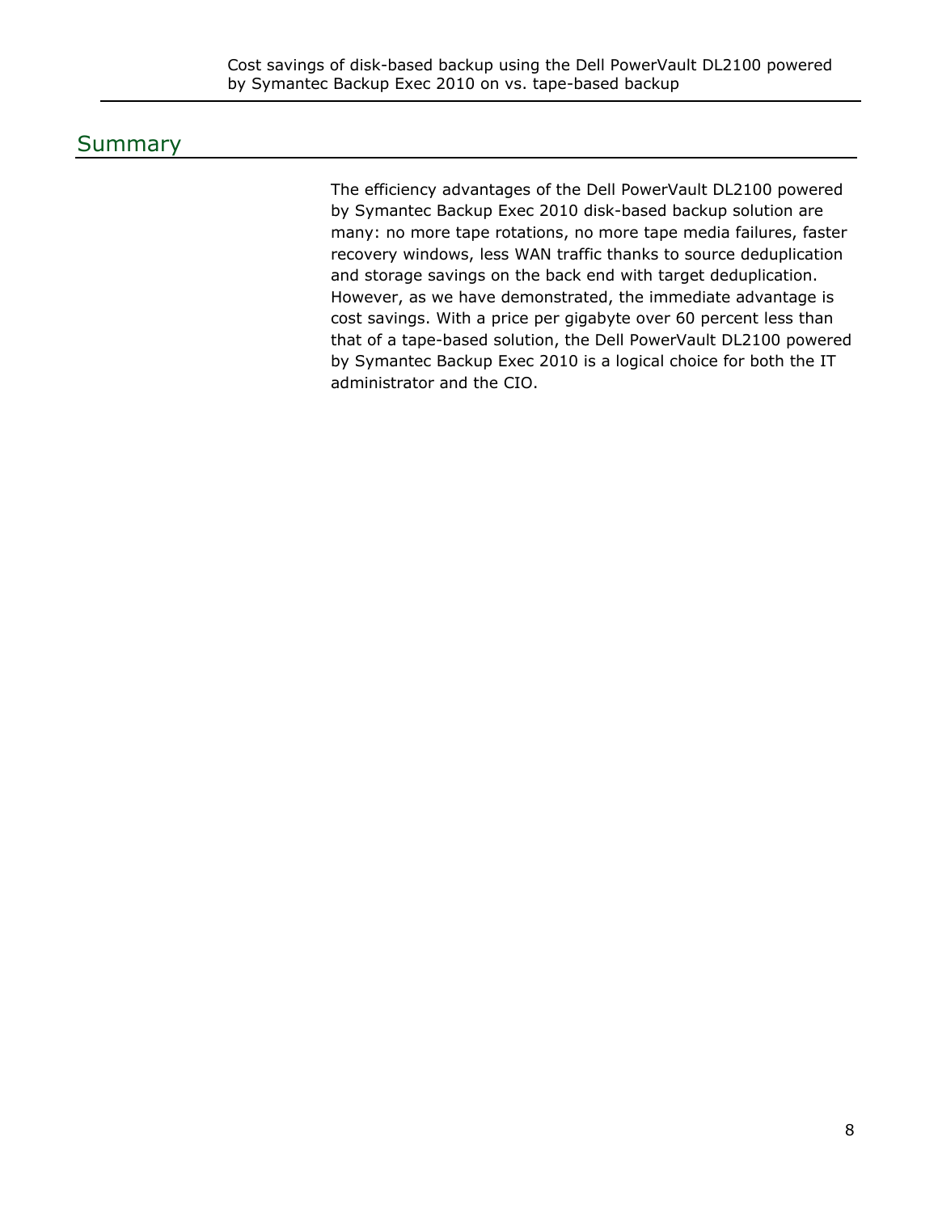## Summary

The efficiency advantages of the Dell PowerVault DL2100 powered by Symantec Backup Exec 2010 disk-based backup solution are many: no more tape rotations, no more tape media failures, faster recovery windows, less WAN traffic thanks to source deduplication and storage savings on the back end with target deduplication. However, as we have demonstrated, the immediate advantage is cost savings. With a price per gigabyte over 60 percent less than that of a tape-based solution, the Dell PowerVault DL2100 powered by Symantec Backup Exec 2010 is a logical choice for both the IT administrator and the CIO.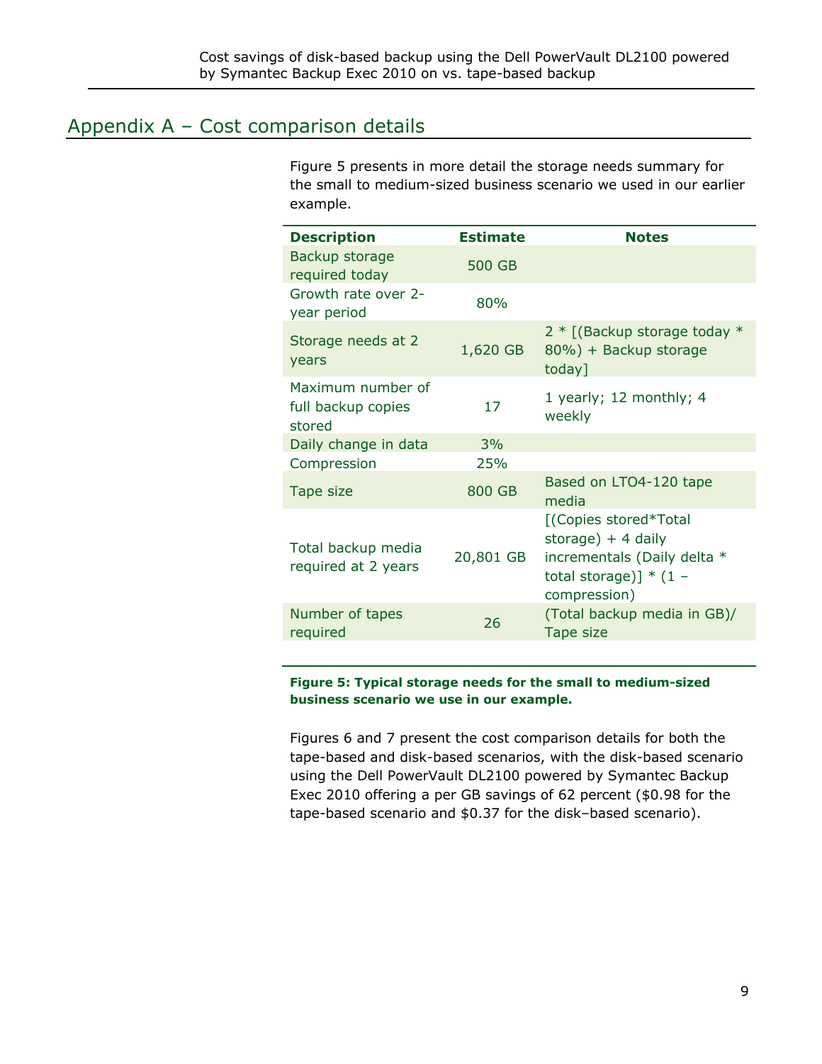## Appendix A – Cost comparison details

Figure 5 presents in more detail the storage needs summary for the small to medium-sized business scenario we used in our earlier example.

| Description | Estimate | Notes |
|---|---|---|
| Backup storage required today | 500 GB | |
| Growth rate over 2-year period | 80% | |
| Storage needs at 2 years | 1,620 GB | 2 * [(Backup storage today * 80%) + Backup storage today] |
| Maximum number of full backup copies stored | 17 | 1 yearly; 12 monthly; 4 weekly |
| Daily change in data | 3% | |
| Compression | 25% | |
| Tape size | 800 GB | Based on LTO4-120 tape media |
| Total backup media required at 2 years | 20,801 GB | [(Copies stored*Total storage) + 4 daily incrementals (Daily delta * total storage)] * (1 – compression) |
| Number of tapes required | 26 | (Total backup media in GB)/ Tape size |

**Figure 5: Typical storage needs for the small to medium-sized business scenario we use in our example.**

Figures 6 and 7 present the cost comparison details for both the tape-based and disk-based scenarios, with the disk-based scenario using the Dell PowerVault DL2100 powered by Symantec Backup Exec 2010 offering a per GB savings of 62 percent ($0.98 for the tape-based scenario and $0.37 for the disk–based scenario).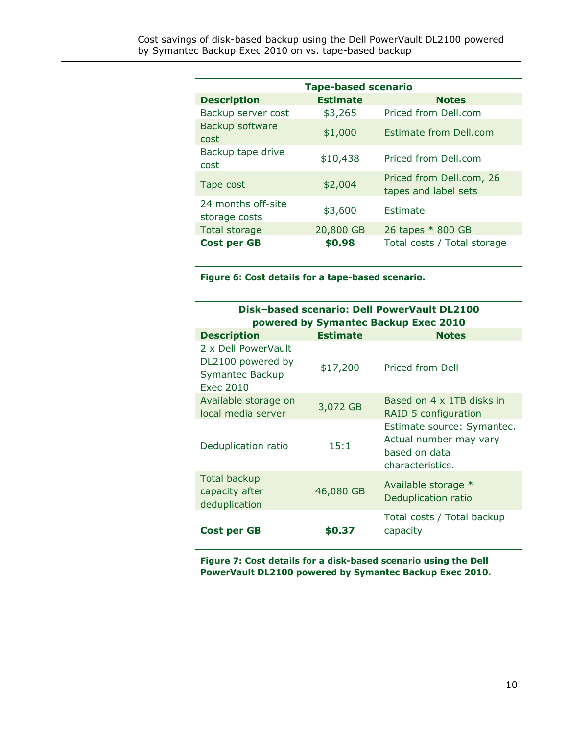| Tape-based scenario | | |
|---|---|---|
| **Description** | **Estimate** | **Notes** |
| Backup server cost | $3,265 | Priced from Dell.com |
| Backup software cost | $1,000 | Estimate from Dell.com |
| Backup tape drive cost | $10,438 | Priced from Dell.com |
| Tape cost | $2,004 | Priced from Dell.com, 26 tapes and label sets |
| 24 months off-site storage costs | $3,600 | Estimate |
| Total storage | 20,800 GB | 26 tapes * 800 GB |
| **Cost per GB** | **$0.98** | Total costs / Total storage |

**Figure 6: Cost details for a tape-based scenario.**

| Disk–based scenario: Dell PowerVault DL2100 powered by Symantec Backup Exec 2010 | | |
|---|---|---|
| **Description** | **Estimate** | **Notes** |
| 2 x Dell PowerVault DL2100 powered by Symantec Backup Exec 2010 | $17,200 | Priced from Dell |
| Available storage on local media server | 3,072 GB | Based on 4 x 1TB disks in RAID 5 configuration |
| Deduplication ratio | 15:1 | Estimate source: Symantec. Actual number may vary based on data characteristics. |
| Total backup capacity after deduplication | 46,080 GB | Available storage * Deduplication ratio |
| **Cost per GB** | **$0.37** | Total costs / Total backup capacity |

**Figure 7: Cost details for a disk-based scenario using the Dell PowerVault DL2100 powered by Symantec Backup Exec 2010.**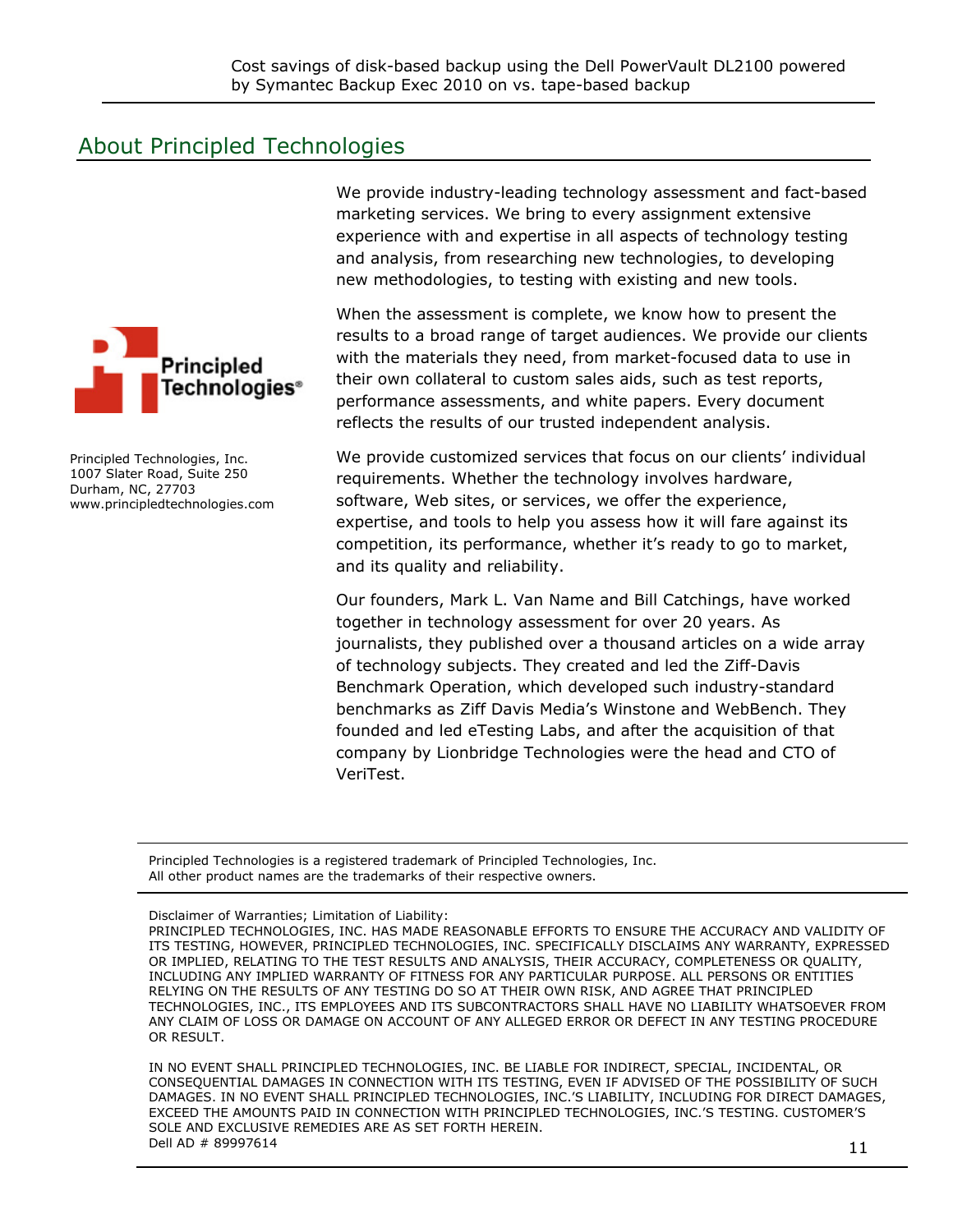## About Principled Technologies

Principled Technologies, Inc.
1007 Slater Road, Suite 250
Durham, NC, 27703
www.principledtechnologies.com

We provide industry-leading technology assessment and fact-based marketing services. We bring to every assignment extensive experience with and expertise in all aspects of technology testing and analysis, from researching new technologies, to developing new methodologies, to testing with existing and new tools.

When the assessment is complete, we know how to present the results to a broad range of target audiences. We provide our clients with the materials they need, from market-focused data to use in their own collateral to custom sales aids, such as test reports, performance assessments, and white papers. Every document reflects the results of our trusted independent analysis.

We provide customized services that focus on our clients' individual requirements. Whether the technology involves hardware, software, Web sites, or services, we offer the experience, expertise, and tools to help you assess how it will fare against its competition, its performance, whether it's ready to go to market, and its quality and reliability.

Our founders, Mark L. Van Name and Bill Catchings, have worked together in technology assessment for over 20 years. As journalists, they published over a thousand articles on a wide array of technology subjects. They created and led the Ziff-Davis Benchmark Operation, which developed such industry-standard benchmarks as Ziff Davis Media's Winstone and WebBench. They founded and led eTesting Labs, and after the acquisition of that company by Lionbridge Technologies were the head and CTO of VeriTest.

Principled Technologies is a registered trademark of Principled Technologies, Inc.
All other product names are the trademarks of their respective owners.

Disclaimer of Warranties; Limitation of Liability:
PRINCIPLED TECHNOLOGIES, INC. HAS MADE REASONABLE EFFORTS TO ENSURE THE ACCURACY AND VALIDITY OF ITS TESTING, HOWEVER, PRINCIPLED TECHNOLOGIES, INC. SPECIFICALLY DISCLAIMS ANY WARRANTY, EXPRESSED OR IMPLIED, RELATING TO THE TEST RESULTS AND ANALYSIS, THEIR ACCURACY, COMPLETENESS OR QUALITY, INCLUDING ANY IMPLIED WARRANTY OF FITNESS FOR ANY PARTICULAR PURPOSE. ALL PERSONS OR ENTITIES RELYING ON THE RESULTS OF ANY TESTING DO SO AT THEIR OWN RISK, AND AGREE THAT PRINCIPLED TECHNOLOGIES, INC., ITS EMPLOYEES AND ITS SUBCONTRACTORS SHALL HAVE NO LIABILITY WHATSOEVER FROM ANY CLAIM OF LOSS OR DAMAGE ON ACCOUNT OF ANY ALLEGED ERROR OR DEFECT IN ANY TESTING PROCEDURE OR RESULT.

IN NO EVENT SHALL PRINCIPLED TECHNOLOGIES, INC. BE LIABLE FOR INDIRECT, SPECIAL, INCIDENTAL, OR CONSEQUENTIAL DAMAGES IN CONNECTION WITH ITS TESTING, EVEN IF ADVISED OF THE POSSIBILITY OF SUCH DAMAGES. IN NO EVENT SHALL PRINCIPLED TECHNOLOGIES, INC.'S LIABILITY, INCLUDING FOR DIRECT DAMAGES, EXCEED THE AMOUNTS PAID IN CONNECTION WITH PRINCIPLED TECHNOLOGIES, INC.'S TESTING. CUSTOMER'S SOLE AND EXCLUSIVE REMEDIES ARE AS SET FORTH HEREIN.
Dell AD # 89997614